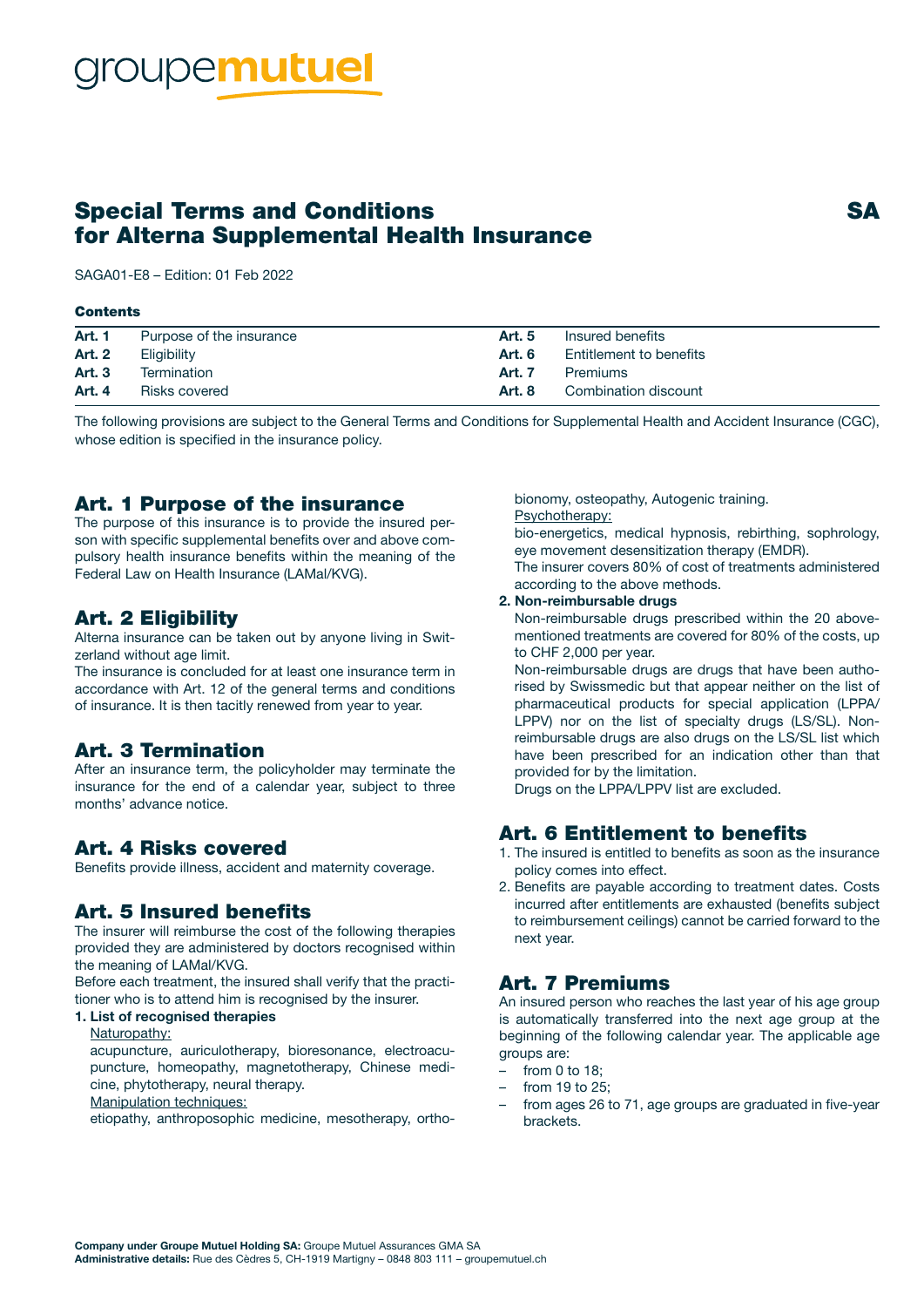groupemutuel

# Special Terms and Conditions for Alterna Supplemental Health Insurance

**SA**

SAGA01-E8 – Edition: 01 Feb 2022

**Contents**

| | | | |
|---|---|---|---|
| **Art. 1** | Purpose of the insurance | **Art. 5** | Insured benefits |
| **Art. 2** | Eligibility | **Art. 6** | Entitlement to benefits |
| **Art. 3** | Termination | **Art. 7** | Premiums |
| **Art. 4** | Risks covered | **Art. 8** | Combination discount |

The following provisions are subject to the General Terms and Conditions for Supplemental Health and Accident Insurance (CGC), whose edition is specified in the insurance policy.

## Art. 1 Purpose of the insurance

The purpose of this insurance is to provide the insured person with specific supplemental benefits over and above compulsory health insurance benefits within the meaning of the Federal Law on Health Insurance (LAMal/KVG).

## Art. 2 Eligibility

Alterna insurance can be taken out by anyone living in Switzerland without age limit.

The insurance is concluded for at least one insurance term in accordance with Art. 12 of the general terms and conditions of insurance. It is then tacitly renewed from year to year.

## Art. 3 Termination

After an insurance term, the policyholder may terminate the insurance for the end of a calendar year, subject to three months' advance notice.

## Art. 4 Risks covered

Benefits provide illness, accident and maternity coverage.

## Art. 5 Insured benefits

The insurer will reimburse the cost of the following therapies provided they are administered by doctors recognised within the meaning of LAMal/KVG.

Before each treatment, the insured shall verify that the practitioner who is to attend him is recognised by the insurer.

**1. List of recognised therapies**

Naturopathy:

acupuncture, auriculotherapy, bioresonance, electroacupuncture, homeopathy, magnetotherapy, Chinese medicine, phytotherapy, neural therapy.

Manipulation techniques:

etiopathy, anthroposophic medicine, mesotherapy, orthobionomy, osteopathy, Autogenic training.

Psychotherapy:

bio-energetics, medical hypnosis, rebirthing, sophrology, eye movement desensitization therapy (EMDR).

The insurer covers 80% of cost of treatments administered according to the above methods.

**2. Non-reimbursable drugs**

Non-reimbursable drugs prescribed within the 20 abovementioned treatments are covered for 80% of the costs, up to CHF 2,000 per year.

Non-reimbursable drugs are drugs that have been authorised by Swissmedic but that appear neither on the list of pharmaceutical products for special application (LPPA/LPPV) nor on the list of specialty drugs (LS/SL). Non-reimbursable drugs are also drugs on the LS/SL list which have been prescribed for an indication other than that provided for by the limitation.

Drugs on the LPPA/LPPV list are excluded.

## Art. 6 Entitlement to benefits

1. The insured is entitled to benefits as soon as the insurance policy comes into effect.
2. Benefits are payable according to treatment dates. Costs incurred after entitlements are exhausted (benefits subject to reimbursement ceilings) cannot be carried forward to the next year.

## Art. 7 Premiums

An insured person who reaches the last year of his age group is automatically transferred into the next age group at the beginning of the following calendar year. The applicable age groups are:

- from 0 to 18;
- from 19 to 25;
- from ages 26 to 71, age groups are graduated in five-year brackets.

**Company under Groupe Mutuel Holding SA:** Groupe Mutuel Assurances GMA SA
**Administrative details:** Rue des Cèdres 5, CH-1919 Martigny – 0848 803 111 – groupemutuel.ch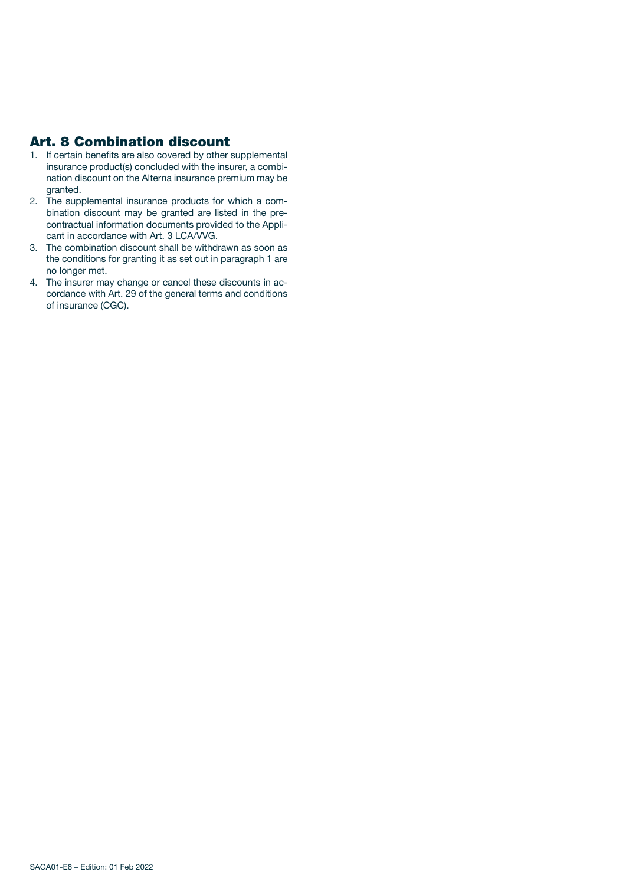## Art. 8 Combination discount

1. If certain benefits are also covered by other supplemental insurance product(s) concluded with the insurer, a combination discount on the Alterna insurance premium may be granted.
2. The supplemental insurance products for which a combination discount may be granted are listed in the precontractual information documents provided to the Applicant in accordance with Art. 3 LCA/VVG.
3. The combination discount shall be withdrawn as soon as the conditions for granting it as set out in paragraph 1 are no longer met.
4. The insurer may change or cancel these discounts in accordance with Art. 29 of the general terms and conditions of insurance (CGC).